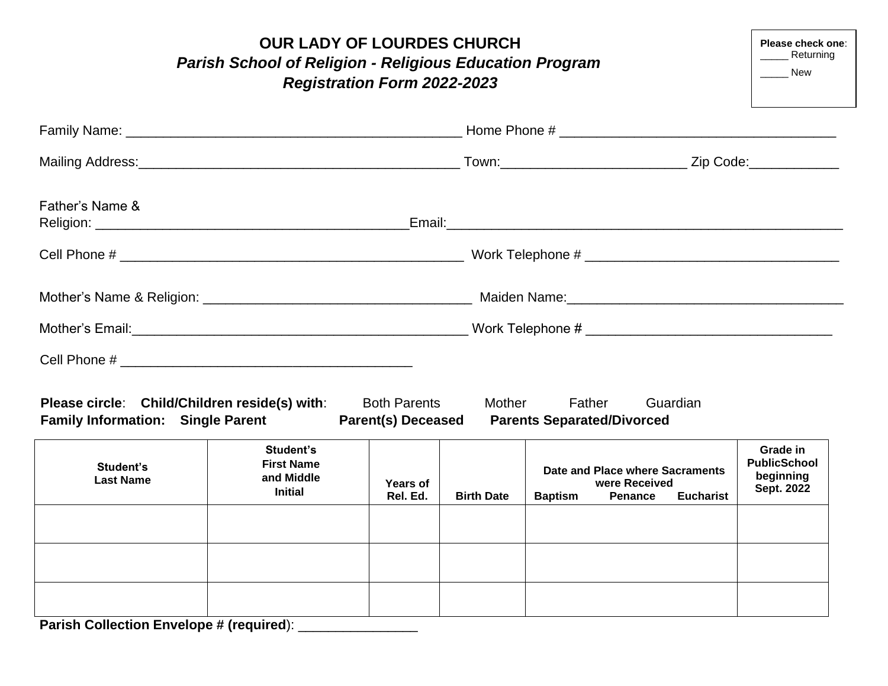# OUR LADY OF LOURDES CHURCH

## *Parish School of Religion - Religious Education Program*

## *Registration Form 2022-2023*

**Please check one**:
_____ Returning
_____ New

Family Name: ____________________________________________ Home Phone # ____________________________________

Mailing Address:__________________________________________ Town:________________________ Zip Code:____________

Father's Name & Religion: _________________________________________Email:_____________________________________________________

Cell Phone # ______________________________________________ Work Telephone # _________________________________

Mother's Name & Religion: ___________________________________ Maiden Name:_____________________________________

Mother's Email:____________________________________________ Work Telephone # ________________________________

Cell Phone # ______________________________________

**Please circle**: **Child/Children reside(s) with**: Both Parents Mother Father Guardian

**Family Information: Single Parent Parent(s) Deceased Parents Separated/Divorced**

| Student's Last Name | Student's First Name and Middle Initial | Years of Rel. Ed. | Birth Date | Date and Place where Sacraments were Received Baptism Penance Eucharist | Grade in PublicSchool beginning Sept. 2022 |
|---|---|---|---|---|---|
| | | | | | |
| | | | | | |
| | | | | | |

**Parish Collection Envelope # (required**): _______________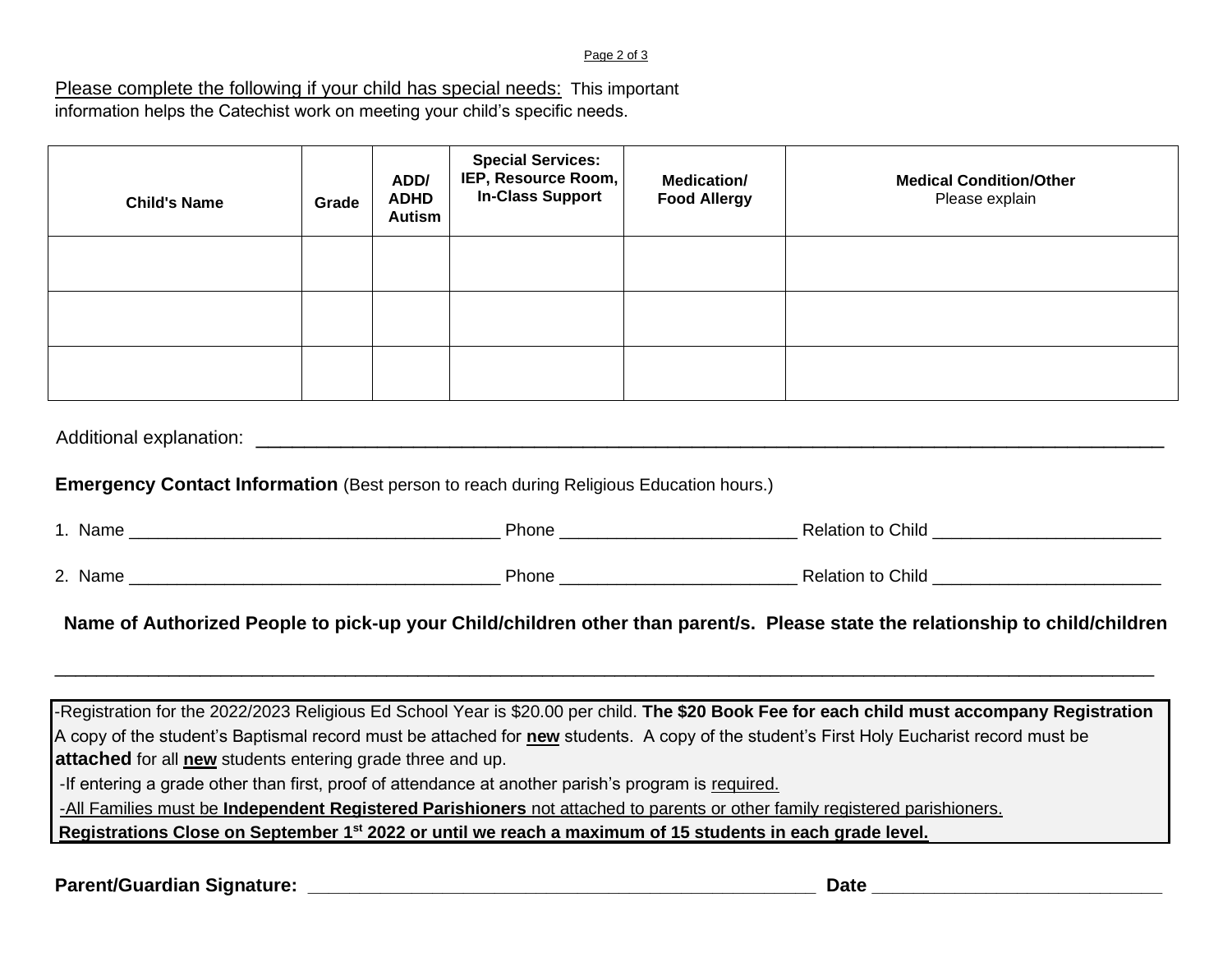Please complete the following if your child has special needs: This important information helps the Catechist work on meeting your child's specific needs.

| **Child's Name** | **Grade** | **ADD/ ADHD Autism** | **Special Services: IEP, Resource Room, In-Class Support** | **Medication/ Food Allergy** | **Medical Condition/Other** Please explain |
|---|---|---|---|---|---|
| | | | | | |
| | | | | | |
| | | | | | |

Additional explanation: ___________________________________________________________________________

**Emergency Contact Information** (Best person to reach during Religious Education hours.)

1. Name _______________________________________ Phone ________________________ Relation to Child _______________________

2. Name _______________________________________ Phone ________________________ Relation to Child _______________________

**Name of Authorized People to pick-up your Child/children other than parent/s. Please state the relationship to child/children**

_____________________________________________________________________________________________________________

-Registration for the 2022/2023 Religious Ed School Year is $20.00 per child. **The $20 Book Fee for each child must accompany Registration**
A copy of the student's Baptismal record must be attached for **new** students. A copy of the student's First Holy Eucharist record must be **attached** for all **new** students entering grade three and up.
-If entering a grade other than first, proof of attendance at another parish's program is required.
-All Families must be **Independent Registered Parishioners** not attached to parents or other family registered parishioners.
**Registrations Close on September 1st 2022 or until we reach a maximum of 15 students in each grade level.**

**Parent/Guardian Signature:** _____________________________________________________ **Date** _____________________________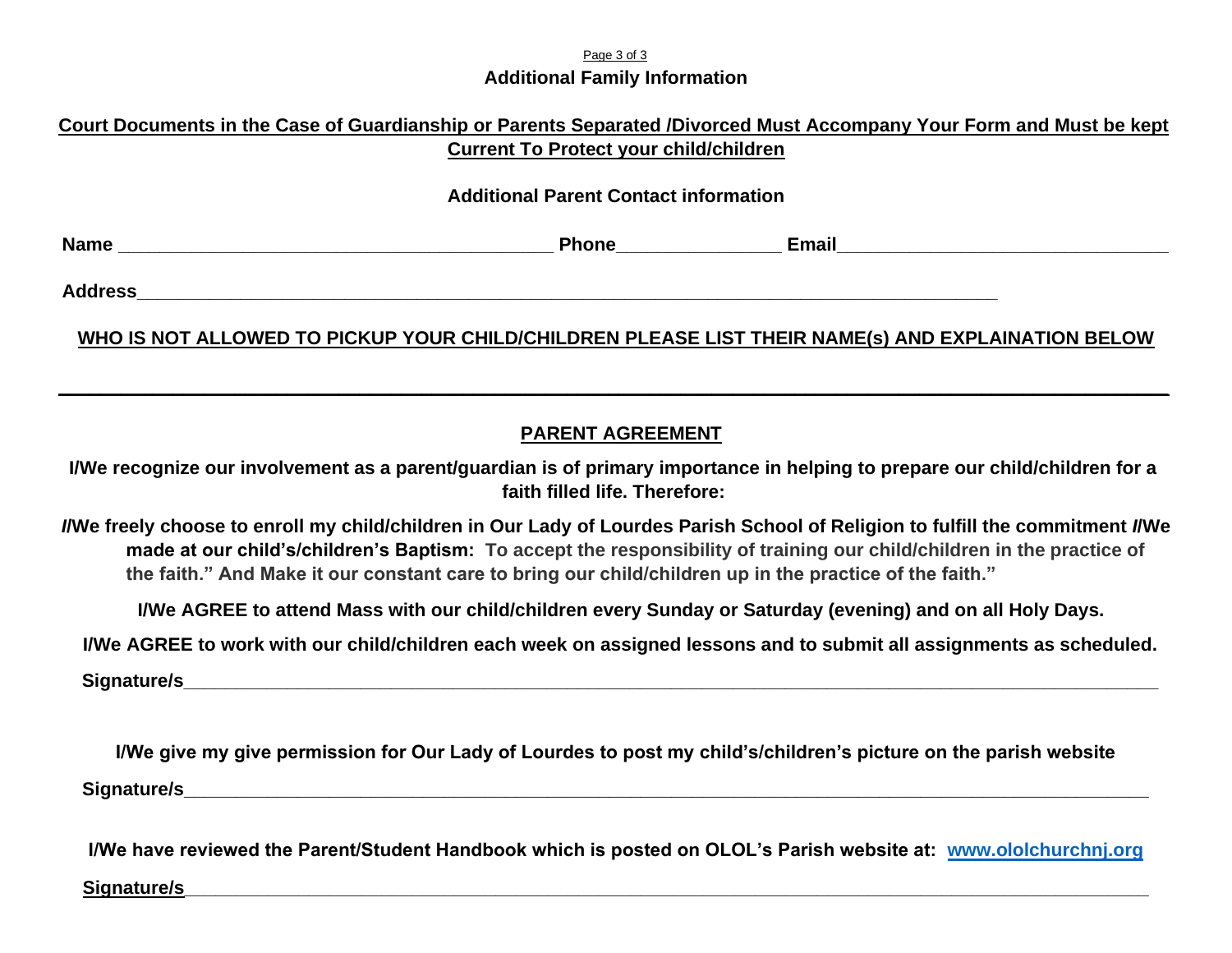## Additional Family Information

**Court Documents in the Case of Guardianship or Parents Separated /Divorced Must Accompany Your Form and Must be kept Current To Protect your child/children**

**Additional Parent Contact information**

**Name** __________________________________________ **Phone**________________ **Email**________________________________

**Address**___________________________________________________________________________________

**WHO IS NOT ALLOWED TO PICKUP YOUR CHILD/CHILDREN PLEASE LIST THEIR NAME(s) AND EXPLAINATION BELOW**

_______________________________________________________________________________________________

## PARENT AGREEMENT

**I/We recognize our involvement as a parent/guardian is of primary importance in helping to prepare our child/children for a faith filled life. Therefore:**

**I/We freely choose to enroll my child/children in Our Lady of Lourdes Parish School of Religion to fulfill the commitment I/We made at our child's/children's Baptism: To accept the responsibility of training our child/children in the practice of the faith." And Make it our constant care to bring our child/children up in the practice of the faith."**

**I/We AGREE to attend Mass with our child/children every Sunday or Saturday (evening) and on all Holy Days.**

**I/We AGREE to work with our child/children each week on assigned lessons and to submit all assignments as scheduled.**

**Signature/s**___________________________________________________________________________________

**I/We give my give permission for Our Lady of Lourdes to post my child's/children's picture on the parish website**

**Signature/s**___________________________________________________________________________________

**I/We have reviewed the Parent/Student Handbook which is posted on OLOL's Parish website at: www.ololchurchnj.org**

**Signature/s**___________________________________________________________________________________